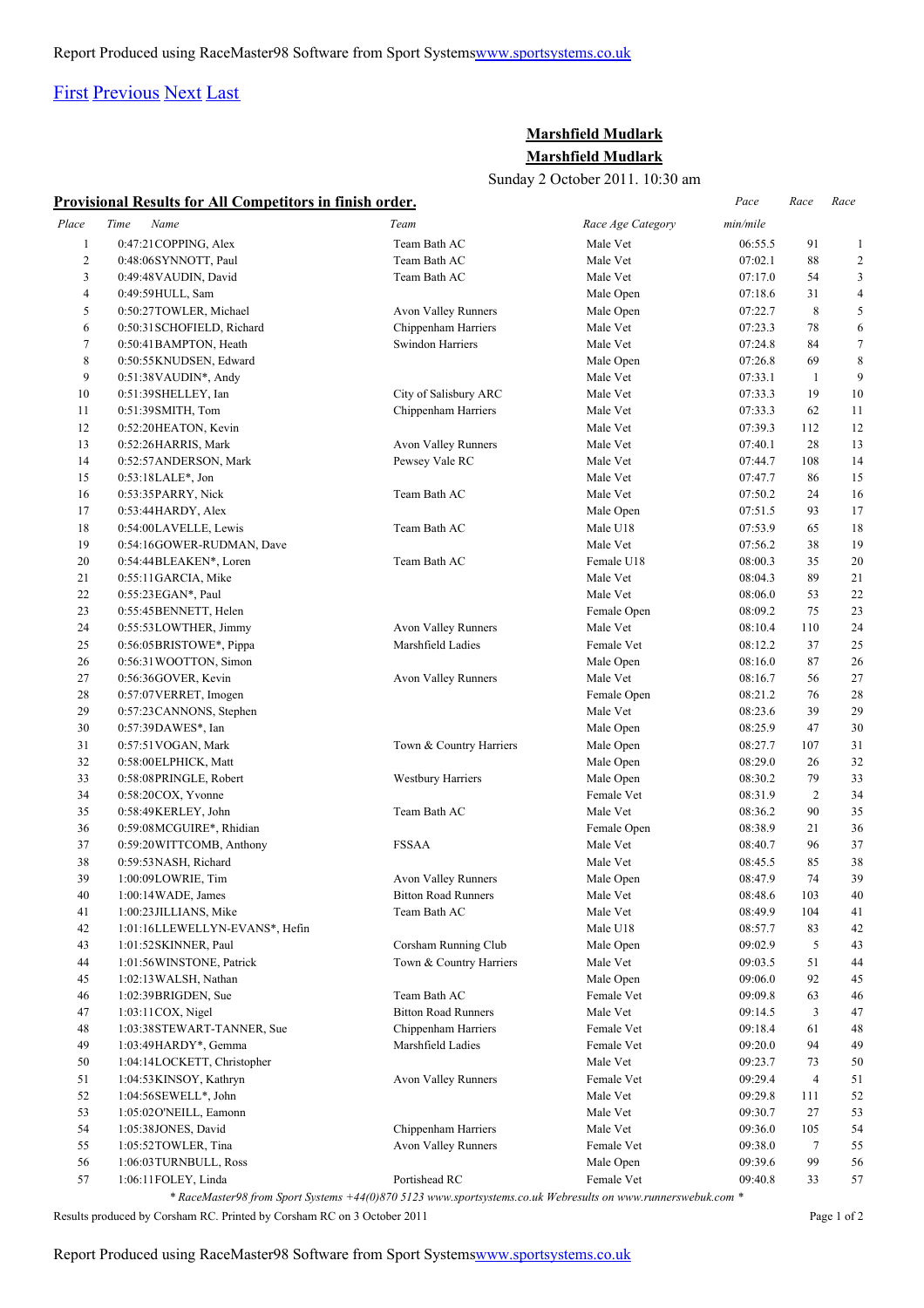Report Produced using RaceMaster98 Software from Sport Systems[www.sportsystems.co.uk](http://www.sportsystems.co.uk)

[First](#) [Previous](#) [Next](#) [Last](#)

# Marshfield Mudlark

## Marshfield Mudlark

Sunday 2 October 2011. 10:30 am

**Provisional Results for All Competitors in finish order.**

| Place | Time | Name | Team | Race Age Category | Pace min/mile | Race | Race |
|---|---|---|---|---|---|---|---|
| 1 | 0:47:21 | COPPING, Alex | Team Bath AC | Male Vet | 06:55.5 | 91 | 1 |
| 2 | 0:48:06 | SYNNOTT, Paul | Team Bath AC | Male Vet | 07:02.1 | 88 | 2 |
| 3 | 0:49:48 | VAUDIN, David | Team Bath AC | Male Vet | 07:17.0 | 54 | 3 |
| 4 | 0:49:59 | HULL, Sam | | Male Open | 07:18.6 | 31 | 4 |
| 5 | 0:50:27 | TOWLER, Michael | Avon Valley Runners | Male Open | 07:22.7 | 8 | 5 |
| 6 | 0:50:31 | SCHOFIELD, Richard | Chippenham Harriers | Male Vet | 07:23.3 | 78 | 6 |
| 7 | 0:50:41 | BAMPTON, Heath | Swindon Harriers | Male Vet | 07:24.8 | 84 | 7 |
| 8 | 0:50:55 | KNUDSEN, Edward | | Male Open | 07:26.8 | 69 | 8 |
| 9 | 0:51:38 | VAUDIN*, Andy | | Male Vet | 07:33.1 | 1 | 9 |
| 10 | 0:51:39 | SHELLEY, Ian | City of Salisbury ARC | Male Vet | 07:33.3 | 19 | 10 |
| 11 | 0:51:39 | SMITH, Tom | Chippenham Harriers | Male Vet | 07:33.3 | 62 | 11 |
| 12 | 0:52:20 | HEATON, Kevin | | Male Vet | 07:39.3 | 112 | 12 |
| 13 | 0:52:26 | HARRIS, Mark | Avon Valley Runners | Male Vet | 07:40.1 | 28 | 13 |
| 14 | 0:52:57 | ANDERSON, Mark | Pewsey Vale RC | Male Vet | 07:44.7 | 108 | 14 |
| 15 | 0:53:18 | LALE*, Jon | | Male Vet | 07:47.7 | 86 | 15 |
| 16 | 0:53:35 | PARRY, Nick | Team Bath AC | Male Vet | 07:50.2 | 24 | 16 |
| 17 | 0:53:44 | HARDY, Alex | | Male Open | 07:51.5 | 93 | 17 |
| 18 | 0:54:00 | LAVELLE, Lewis | Team Bath AC | Male U18 | 07:53.9 | 65 | 18 |
| 19 | 0:54:16 | GOWER-RUDMAN, Dave | | Male Vet | 07:56.2 | 38 | 19 |
| 20 | 0:54:44 | BLEAKEN*, Loren | Team Bath AC | Female U18 | 08:00.3 | 35 | 20 |
| 21 | 0:55:11 | GARCIA, Mike | | Male Vet | 08:04.3 | 89 | 21 |
| 22 | 0:55:23 | EGAN*, Paul | | Male Vet | 08:06.0 | 53 | 22 |
| 23 | 0:55:45 | BENNETT, Helen | | Female Open | 08:09.2 | 75 | 23 |
| 24 | 0:55:53 | LOWTHER, Jimmy | Avon Valley Runners | Male Vet | 08:10.4 | 110 | 24 |
| 25 | 0:56:05 | BRISTOWE*, Pippa | Marshfield Ladies | Female Vet | 08:12.2 | 37 | 25 |
| 26 | 0:56:31 | WOOTTON, Simon | | Male Open | 08:16.0 | 87 | 26 |
| 27 | 0:56:36 | GOVER, Kevin | Avon Valley Runners | Male Vet | 08:16.7 | 56 | 27 |
| 28 | 0:57:07 | VERRET, Imogen | | Female Open | 08:21.2 | 76 | 28 |
| 29 | 0:57:23 | CANNONS, Stephen | | Male Vet | 08:23.6 | 39 | 29 |
| 30 | 0:57:39 | DAWES*, Ian | | Male Open | 08:25.9 | 47 | 30 |
| 31 | 0:57:51 | VOGAN, Mark | Town & Country Harriers | Male Open | 08:27.7 | 107 | 31 |
| 32 | 0:58:00 | ELPHICK, Matt | | Male Open | 08:29.0 | 26 | 32 |
| 33 | 0:58:08 | PRINGLE, Robert | Westbury Harriers | Male Open | 08:30.2 | 79 | 33 |
| 34 | 0:58:20 | COX, Yvonne | | Female Vet | 08:31.9 | 2 | 34 |
| 35 | 0:58:49 | KERLEY, John | Team Bath AC | Male Vet | 08:36.2 | 90 | 35 |
| 36 | 0:59:08 | MCGUIRE*, Rhidian | | Female Open | 08:38.9 | 21 | 36 |
| 37 | 0:59:20 | WITTCOMB, Anthony | FSSAA | Male Vet | 08:40.7 | 96 | 37 |
| 38 | 0:59:53 | NASH, Richard | | Male Vet | 08:45.5 | 85 | 38 |
| 39 | 1:00:09 | LOWRIE, Tim | Avon Valley Runners | Male Open | 08:47.9 | 74 | 39 |
| 40 | 1:00:14 | WADE, James | Bitton Road Runners | Male Vet | 08:48.6 | 103 | 40 |
| 41 | 1:00:23 | JILLIANS, Mike | Team Bath AC | Male Vet | 08:49.9 | 104 | 41 |
| 42 | 1:01:16 | LLEWELLYN-EVANS*, Hefin | | Male U18 | 08:57.7 | 83 | 42 |
| 43 | 1:01:52 | SKINNER, Paul | Corsham Running Club | Male Open | 09:02.9 | 5 | 43 |
| 44 | 1:01:56 | WINSTONE, Patrick | Town & Country Harriers | Male Vet | 09:03.5 | 51 | 44 |
| 45 | 1:02:13 | WALSH, Nathan | | Male Open | 09:06.0 | 92 | 45 |
| 46 | 1:02:39 | BRIGDEN, Sue | Team Bath AC | Female Vet | 09:09.8 | 63 | 46 |
| 47 | 1:03:11 | COX, Nigel | Bitton Road Runners | Male Vet | 09:14.5 | 3 | 47 |
| 48 | 1:03:38 | STEWART-TANNER, Sue | Chippenham Harriers | Female Vet | 09:18.4 | 61 | 48 |
| 49 | 1:03:49 | HARDY*, Gemma | Marshfield Ladies | Female Vet | 09:20.0 | 94 | 49 |
| 50 | 1:04:14 | LOCKETT, Christopher | | Male Vet | 09:23.7 | 73 | 50 |
| 51 | 1:04:53 | KINSOY, Kathryn | Avon Valley Runners | Female Vet | 09:29.4 | 4 | 51 |
| 52 | 1:04:56 | SEWELL*, John | | Male Vet | 09:29.8 | 111 | 52 |
| 53 | 1:05:02 | O'NEILL, Eamonn | | Male Vet | 09:30.7 | 27 | 53 |
| 54 | 1:05:38 | JONES, David | Chippenham Harriers | Male Vet | 09:36.0 | 105 | 54 |
| 55 | 1:05:52 | TOWLER, Tina | Avon Valley Runners | Female Vet | 09:38.0 | 7 | 55 |
| 56 | 1:06:03 | TURNBULL, Ross | | Male Open | 09:39.6 | 99 | 56 |
| 57 | 1:06:11 | FOLEY, Linda | Portishead RC | Female Vet | 09:40.8 | 33 | 57 |

*\* RaceMaster98 from Sport Systems +44(0)870 5123 www.sportsystems.co.uk Webresults on www.runnerswebuk.com \**

Results produced by Corsham RC. Printed by Corsham RC on 3 October 2011

Report Produced using RaceMaster98 Software from Sport Systems[www.sportsystems.co.uk](http://www.sportsystems.co.uk)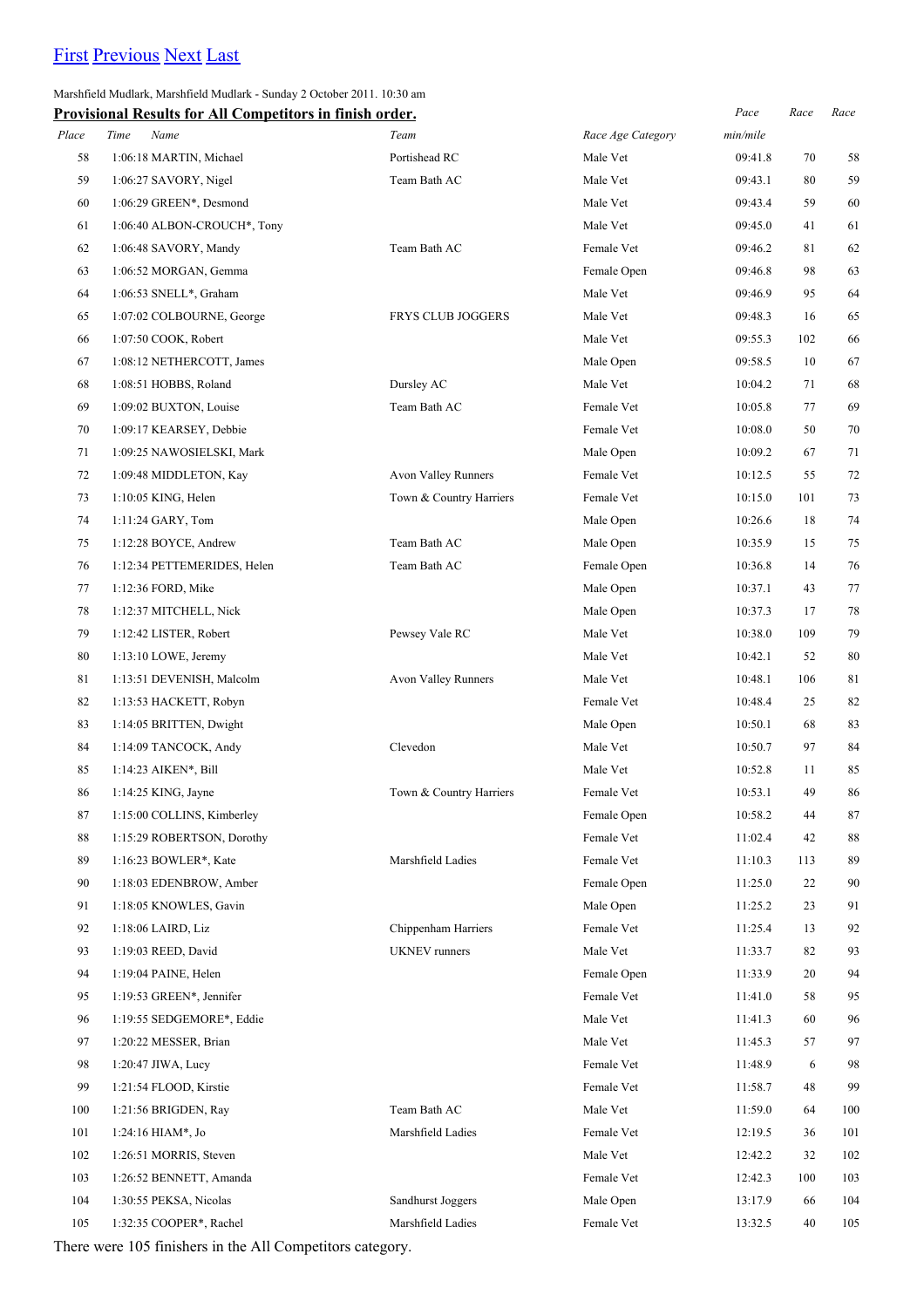[First](#) [Previous](#) [Next](#) [Last](#)

Marshfield Mudlark, Marshfield Mudlark - Sunday 2 October 2011. 10:30 am

**Provisional Results for All Competitors in finish order.**

| *Place* | *Time* | *Name* | *Team* | *Race Age Category* | *Pace min/mile* | *Race* | *Race* |
|---|---|---|---|---|---|---|---|
| 58 | 1:06:18 | MARTIN, Michael | Portishead RC | Male Vet | 09:41.8 | 70 | 58 |
| 59 | 1:06:27 | SAVORY, Nigel | Team Bath AC | Male Vet | 09:43.1 | 80 | 59 |
| 60 | 1:06:29 | GREEN*, Desmond | | Male Vet | 09:43.4 | 59 | 60 |
| 61 | 1:06:40 | ALBON-CROUCH*, Tony | | Male Vet | 09:45.0 | 41 | 61 |
| 62 | 1:06:48 | SAVORY, Mandy | Team Bath AC | Female Vet | 09:46.2 | 81 | 62 |
| 63 | 1:06:52 | MORGAN, Gemma | | Female Open | 09:46.8 | 98 | 63 |
| 64 | 1:06:53 | SNELL*, Graham | | Male Vet | 09:46.9 | 95 | 64 |
| 65 | 1:07:02 | COLBOURNE, George | FRYS CLUB JOGGERS | Male Vet | 09:48.3 | 16 | 65 |
| 66 | 1:07:50 | COOK, Robert | | Male Vet | 09:55.3 | 102 | 66 |
| 67 | 1:08:12 | NETHERCOTT, James | | Male Open | 09:58.5 | 10 | 67 |
| 68 | 1:08:51 | HOBBS, Roland | Dursley AC | Male Vet | 10:04.2 | 71 | 68 |
| 69 | 1:09:02 | BUXTON, Louise | Team Bath AC | Female Vet | 10:05.8 | 77 | 69 |
| 70 | 1:09:17 | KEARSEY, Debbie | | Female Vet | 10:08.0 | 50 | 70 |
| 71 | 1:09:25 | NAWOSIELSKI, Mark | | Male Open | 10:09.2 | 67 | 71 |
| 72 | 1:09:48 | MIDDLETON, Kay | Avon Valley Runners | Female Vet | 10:12.5 | 55 | 72 |
| 73 | 1:10:05 | KING, Helen | Town & Country Harriers | Female Vet | 10:15.0 | 101 | 73 |
| 74 | 1:11:24 | GARY, Tom | | Male Open | 10:26.6 | 18 | 74 |
| 75 | 1:12:28 | BOYCE, Andrew | Team Bath AC | Male Open | 10:35.9 | 15 | 75 |
| 76 | 1:12:34 | PETTEMERIDES, Helen | Team Bath AC | Female Open | 10:36.8 | 14 | 76 |
| 77 | 1:12:36 | FORD, Mike | | Male Open | 10:37.1 | 43 | 77 |
| 78 | 1:12:37 | MITCHELL, Nick | | Male Open | 10:37.3 | 17 | 78 |
| 79 | 1:12:42 | LISTER, Robert | Pewsey Vale RC | Male Vet | 10:38.0 | 109 | 79 |
| 80 | 1:13:10 | LOWE, Jeremy | | Male Vet | 10:42.1 | 52 | 80 |
| 81 | 1:13:51 | DEVENISH, Malcolm | Avon Valley Runners | Male Vet | 10:48.1 | 106 | 81 |
| 82 | 1:13:53 | HACKETT, Robyn | | Female Vet | 10:48.4 | 25 | 82 |
| 83 | 1:14:05 | BRITTEN, Dwight | | Male Open | 10:50.1 | 68 | 83 |
| 84 | 1:14:09 | TANCOCK, Andy | Clevedon | Male Vet | 10:50.7 | 97 | 84 |
| 85 | 1:14:23 | AIKEN*, Bill | | Male Vet | 10:52.8 | 11 | 85 |
| 86 | 1:14:25 | KING, Jayne | Town & Country Harriers | Female Vet | 10:53.1 | 49 | 86 |
| 87 | 1:15:00 | COLLINS, Kimberley | | Female Open | 10:58.2 | 44 | 87 |
| 88 | 1:15:29 | ROBERTSON, Dorothy | | Female Vet | 11:02.4 | 42 | 88 |
| 89 | 1:16:23 | BOWLER*, Kate | Marshfield Ladies | Female Vet | 11:10.3 | 113 | 89 |
| 90 | 1:18:03 | EDENBROW, Amber | | Female Open | 11:25.0 | 22 | 90 |
| 91 | 1:18:05 | KNOWLES, Gavin | | Male Open | 11:25.2 | 23 | 91 |
| 92 | 1:18:06 | LAIRD, Liz | Chippenham Harriers | Female Vet | 11:25.4 | 13 | 92 |
| 93 | 1:19:03 | REED, David | UKNEV runners | Male Vet | 11:33.7 | 82 | 93 |
| 94 | 1:19:04 | PAINE, Helen | | Female Open | 11:33.9 | 20 | 94 |
| 95 | 1:19:53 | GREEN*, Jennifer | | Female Vet | 11:41.0 | 58 | 95 |
| 96 | 1:19:55 | SEDGEMORE*, Eddie | | Male Vet | 11:41.3 | 60 | 96 |
| 97 | 1:20:22 | MESSER, Brian | | Male Vet | 11:45.3 | 57 | 97 |
| 98 | 1:20:47 | JIWA, Lucy | | Female Vet | 11:48.9 | 6 | 98 |
| 99 | 1:21:54 | FLOOD, Kirstie | | Female Vet | 11:58.7 | 48 | 99 |
| 100 | 1:21:56 | BRIGDEN, Ray | Team Bath AC | Male Vet | 11:59.0 | 64 | 100 |
| 101 | 1:24:16 | HIAM*, Jo | Marshfield Ladies | Female Vet | 12:19.5 | 36 | 101 |
| 102 | 1:26:51 | MORRIS, Steven | | Male Vet | 12:42.2 | 32 | 102 |
| 103 | 1:26:52 | BENNETT, Amanda | | Female Vet | 12:42.3 | 100 | 103 |
| 104 | 1:30:55 | PEKSA, Nicolas | Sandhurst Joggers | Male Open | 13:17.9 | 66 | 104 |
| 105 | 1:32:35 | COOPER*, Rachel | Marshfield Ladies | Female Vet | 13:32.5 | 40 | 105 |

There were 105 finishers in the All Competitors category.